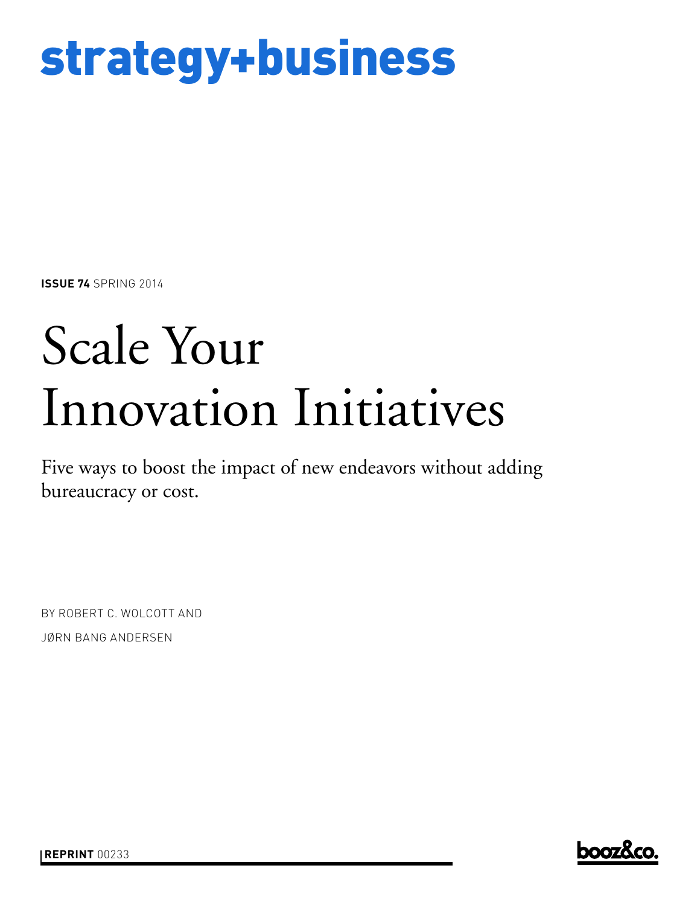strategy+business

**ISSUE 74** SPRING 2014

# Scale Your Innovation Initiatives

Five ways to boost the impact of new endeavors without adding bureaucracy or cost.

BY ROBERT C. WOLCOTT AND JØRN BANG ANDERSEN

**REPRINT** 00233

booz&co.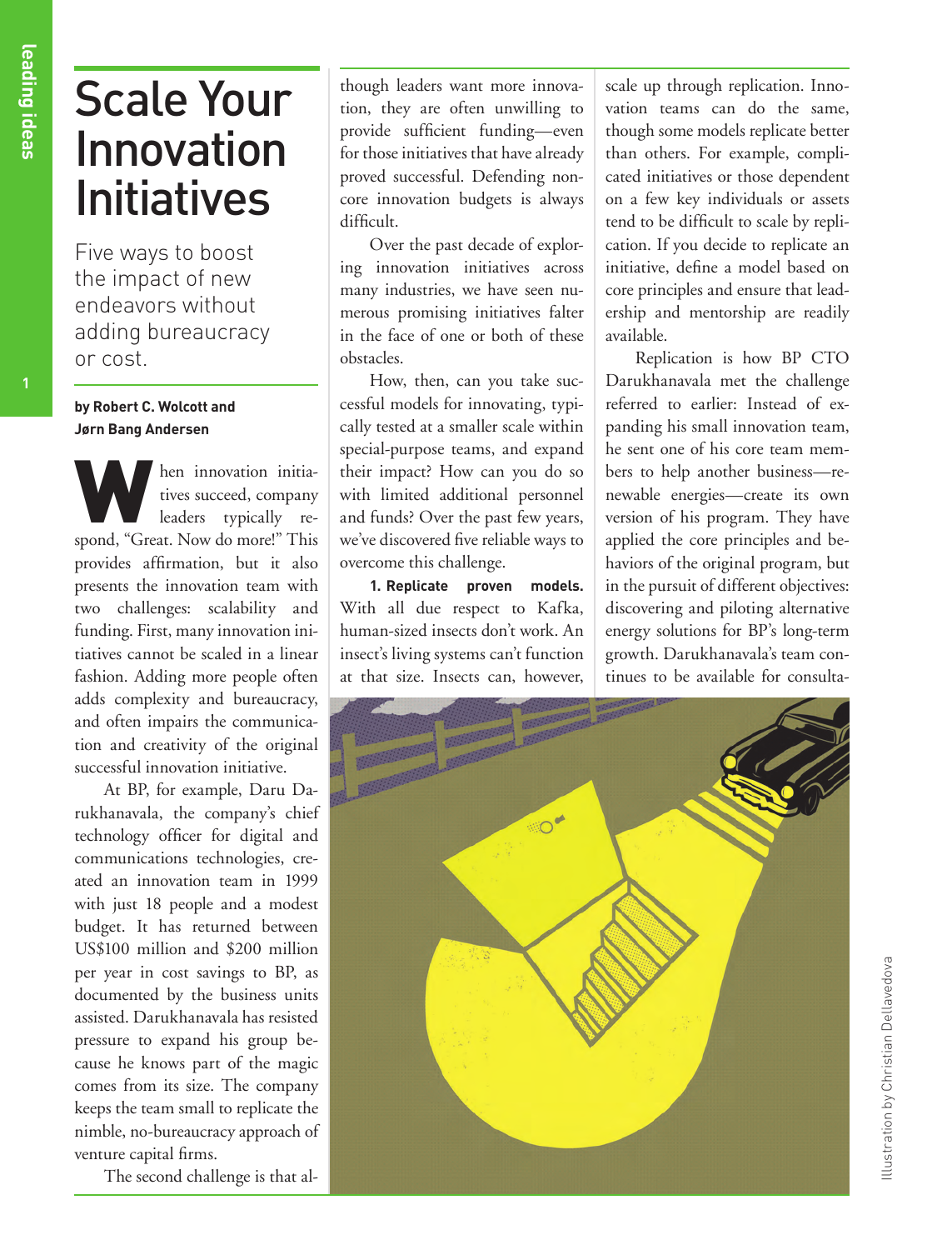# Scale Your Innovation Initiatives

Five ways to boost the impact of new endeavors without adding bureaucracy or cost.

**by Robert C. Wolcott and Jørn Bang Andersen**

When innovation initiatives succeed, company leaders typically respond, "Great. Now do more!" This provides affirmation, but it also presents the innovation team with two challenges: scalability and funding. First, many innovation initiatives cannot be scaled in a linear fashion. Adding more people often adds complexity and bureaucracy, and often impairs the communication and creativity of the original successful innovation initiative.

At BP, for example, Daru Darukhanavala, the company's chief technology officer for digital and communications technologies, created an innovation team in 1999 with just 18 people and a modest budget. It has returned between US$100 million and $200 million per year in cost savings to BP, as documented by the business units assisted. Darukhanavala has resisted pressure to expand his group because he knows part of the magic comes from its size. The company keeps the team small to replicate the nimble, no-bureaucracy approach of venture capital firms.

The second challenge is that although leaders want more innovation, they are often unwilling to provide sufficient funding—even for those initiatives that have already proved successful. Defending noncore innovation budgets is always difficult.

Over the past decade of exploring innovation initiatives across many industries, we have seen numerous promising initiatives falter in the face of one or both of these obstacles.

How, then, can you take successful models for innovating, typically tested at a smaller scale within special-purpose teams, and expand their impact? How can you do so with limited additional personnel and funds? Over the past few years, we've discovered five reliable ways to overcome this challenge.

**1. Replicate proven models.** With all due respect to Kafka, human-sized insects don't work. An insect's living systems can't function at that size. Insects can, however, scale up through replication. Innovation teams can do the same, though some models replicate better than others. For example, complicated initiatives or those dependent on a few key individuals or assets tend to be difficult to scale by replication. If you decide to replicate an initiative, define a model based on core principles and ensure that leadership and mentorship are readily available.

Replication is how BP CTO Darukhanavala met the challenge referred to earlier: Instead of expanding his small innovation team, he sent one of his core team members to help another business—renewable energies—create its own version of his program. They have applied the core principles and behaviors of the original program, but in the pursuit of different objectives: discovering and piloting alternative energy solutions for BP's long-term growth. Darukhanavala's team continues to be available for consulta-

Illustration by Christian Dellavedova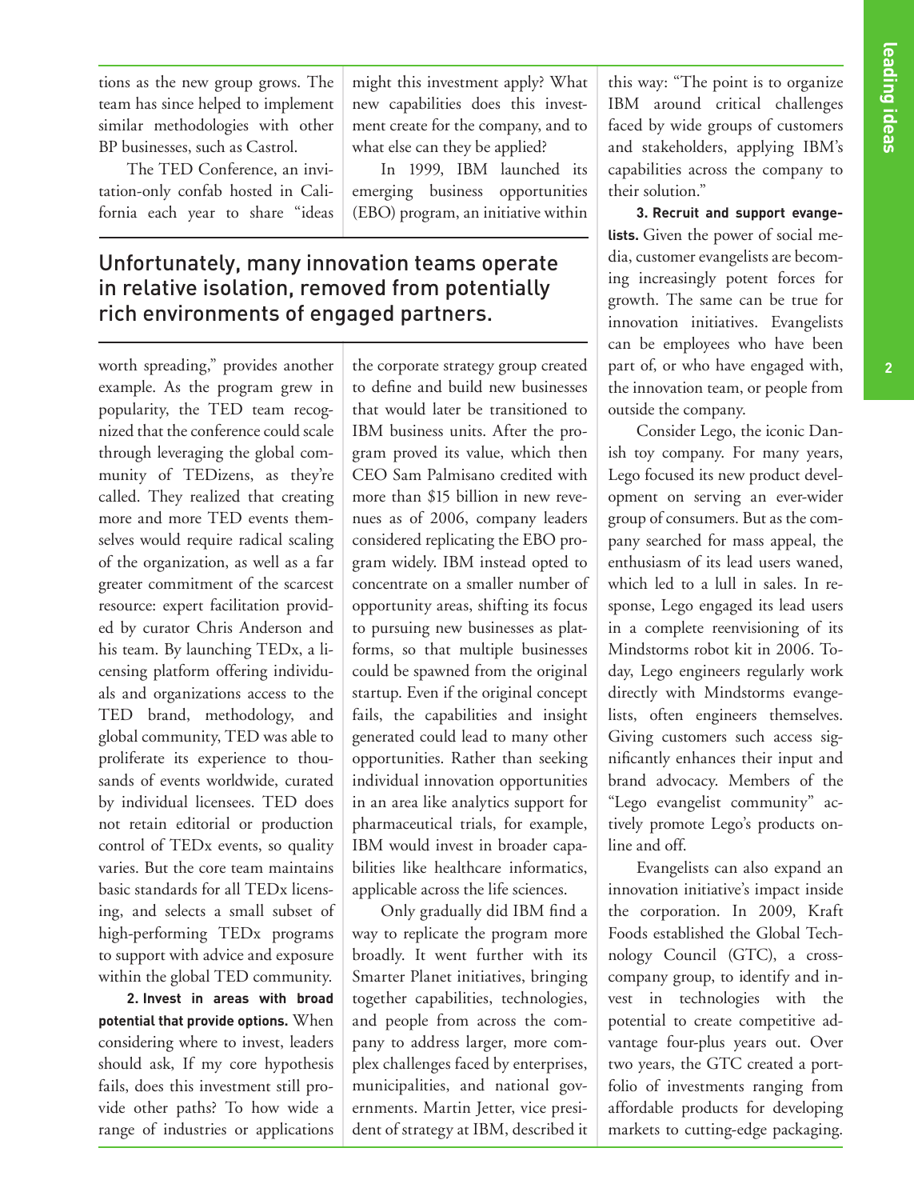tions as the new group grows. The team has since helped to implement similar methodologies with other BP businesses, such as Castrol.

The TED Conference, an invitation-only confab hosted in California each year to share "ideas worth spreading," provides another example. As the program grew in popularity, the TED team recognized that the conference could scale through leveraging the global community of TEDizens, as they're called. They realized that creating more and more TED events themselves would require radical scaling of the organization, as well as a far greater commitment of the scarcest resource: expert facilitation provided by curator Chris Anderson and his team. By launching TEDx, a licensing platform offering individuals and organizations access to the TED brand, methodology, and global community, TED was able to proliferate its experience to thousands of events worldwide, curated by individual licensees. TED does not retain editorial or production control of TEDx events, so quality varies. But the core team maintains basic standards for all TEDx licensing, and selects a small subset of high-performing TEDx programs to support with advice and exposure within the global TED community.

**2. Invest in areas with broad potential that provide options.** When considering where to invest, leaders should ask, If my core hypothesis fails, does this investment still provide other paths? To how wide a range of industries or applications might this investment apply? What new capabilities does this investment create for the company, and to what else can they be applied?

In 1999, IBM launched its emerging business opportunities (EBO) program, an initiative within the corporate strategy group created to define and build new businesses that would later be transitioned to IBM business units. After the program proved its value, which then CEO Sam Palmisano credited with more than $15 billion in new revenues as of 2006, company leaders considered replicating the EBO program widely. IBM instead opted to concentrate on a smaller number of opportunity areas, shifting its focus to pursuing new businesses as platforms, so that multiple businesses could be spawned from the original startup. Even if the original concept fails, the capabilities and insight generated could lead to many other opportunities. Rather than seeking individual innovation opportunities in an area like analytics support for pharmaceutical trials, for example, IBM would invest in broader capabilities like healthcare informatics, applicable across the life sciences.

> Unfortunately, many innovation teams operate in relative isolation, removed from potentially rich environments of engaged partners.

Only gradually did IBM find a way to replicate the program more broadly. It went further with its Smarter Planet initiatives, bringing together capabilities, technologies, and people from across the company to address larger, more complex challenges faced by enterprises, municipalities, and national governments. Martin Jetter, vice president of strategy at IBM, described it this way: "The point is to organize IBM around critical challenges faced by wide groups of customers and stakeholders, applying IBM's capabilities across the company to their solution."

**3. Recruit and support evangelists.** Given the power of social media, customer evangelists are becoming increasingly potent forces for growth. The same can be true for innovation initiatives. Evangelists can be employees who have been part of, or who have engaged with, the innovation team, or people from outside the company.

Consider Lego, the iconic Danish toy company. For many years, Lego focused its new product development on serving an ever-wider group of consumers. But as the company searched for mass appeal, the enthusiasm of its lead users waned, which led to a lull in sales. In response, Lego engaged its lead users in a complete reenvisioning of its Mindstorms robot kit in 2006. Today, Lego engineers regularly work directly with Mindstorms evangelists, often engineers themselves. Giving customers such access significantly enhances their input and brand advocacy. Members of the "Lego evangelist community" actively promote Lego's products online and off.

Evangelists can also expand an innovation initiative's impact inside the corporation. In 2009, Kraft Foods established the Global Technology Council (GTC), a cross-company group, to identify and invest in technologies with the potential to create competitive advantage four-plus years out. Over two years, the GTC created a portfolio of investments ranging from affordable products for developing markets to cutting-edge packaging.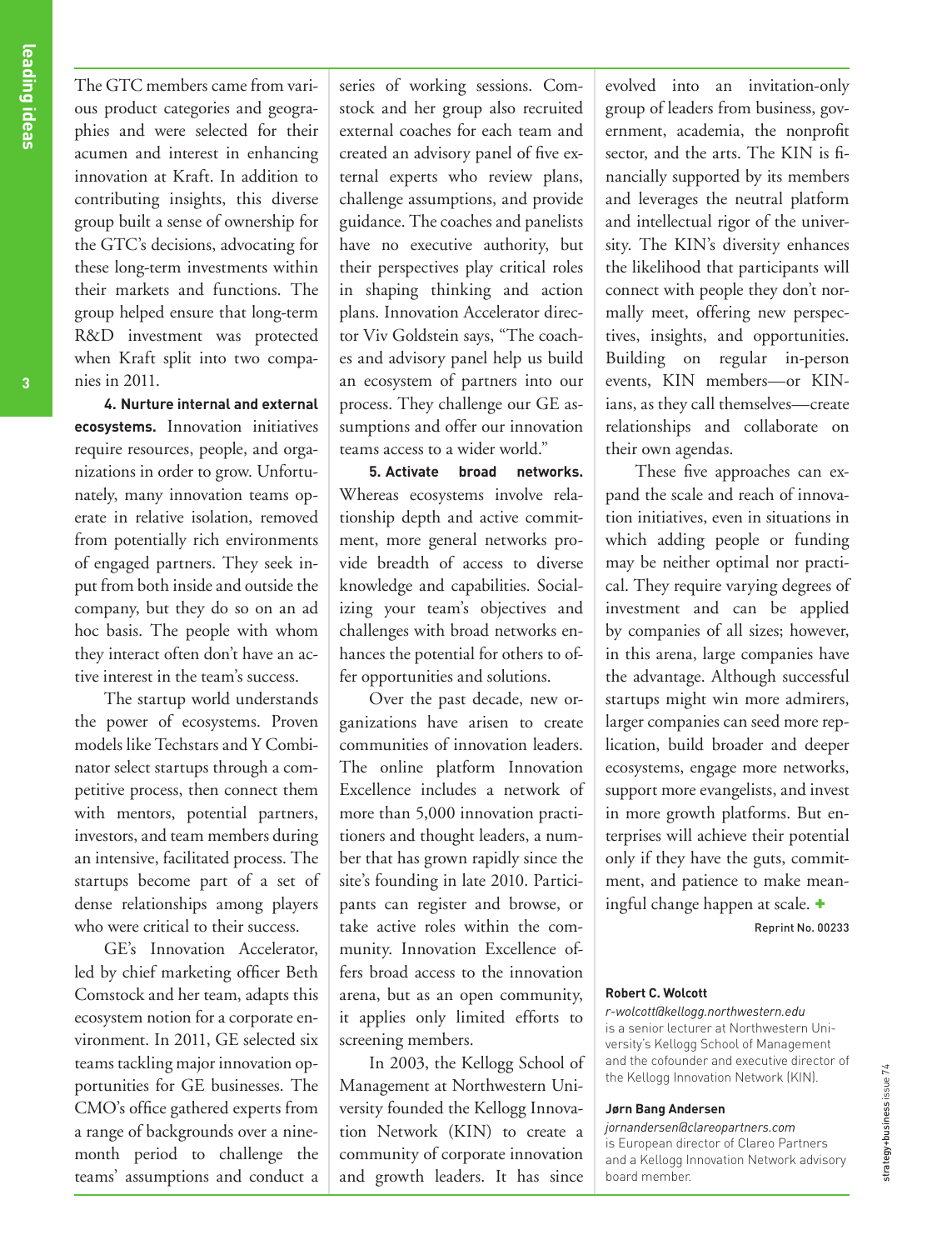The GTC members came from various product categories and geographies and were selected for their acumen and interest in enhancing innovation at Kraft. In addition to contributing insights, this diverse group built a sense of ownership for the GTC's decisions, advocating for these long-term investments within their markets and functions. The group helped ensure that long-term R&D investment was protected when Kraft split into two companies in 2011.

**4. Nurture internal and external ecosystems.** Innovation initiatives require resources, people, and organizations in order to grow. Unfortunately, many innovation teams operate in relative isolation, removed from potentially rich environments of engaged partners. They seek input from both inside and outside the company, but they do so on an ad hoc basis. The people with whom they interact often don't have an active interest in the team's success.

The startup world understands the power of ecosystems. Proven models like Techstars and Y Combinator select startups through a competitive process, then connect them with mentors, potential partners, investors, and team members during an intensive, facilitated process. The startups become part of a set of dense relationships among players who were critical to their success.

GE's Innovation Accelerator, led by chief marketing officer Beth Comstock and her team, adapts this ecosystem notion for a corporate environment. In 2011, GE selected six teams tackling major innovation opportunities for GE businesses. The CMO's office gathered experts from a range of backgrounds over a nine-month period to challenge the teams' assumptions and conduct a series of working sessions. Comstock and her group also recruited external coaches for each team and created an advisory panel of five external experts who review plans, challenge assumptions, and provide guidance. The coaches and panelists have no executive authority, but their perspectives play critical roles in shaping thinking and action plans. Innovation Accelerator director Viv Goldstein says, "The coaches and advisory panel help us build an ecosystem of partners into our process. They challenge our GE assumptions and offer our innovation teams access to a wider world."

**5. Activate broad networks.** Whereas ecosystems involve relationship depth and active commitment, more general networks provide breadth of access to diverse knowledge and capabilities. Socializing your team's objectives and challenges with broad networks enhances the potential for others to offer opportunities and solutions.

Over the past decade, new organizations have arisen to create communities of innovation leaders. The online platform Innovation Excellence includes a network of more than 5,000 innovation practitioners and thought leaders, a number that has grown rapidly since the site's founding in late 2010. Participants can register and browse, or take active roles within the community. Innovation Excellence offers broad access to the innovation arena, but as an open community, it applies only limited efforts to screening members.

In 2003, the Kellogg School of Management at Northwestern University founded the Kellogg Innovation Network (KIN) to create a community of corporate innovation and growth leaders. It has since evolved into an invitation-only group of leaders from business, government, academia, the nonprofit sector, and the arts. The KIN is financially supported by its members and leverages the neutral platform and intellectual rigor of the university. The KIN's diversity enhances the likelihood that participants will connect with people they don't normally meet, offering new perspectives, insights, and opportunities. Building on regular in-person events, KIN members—or KINians, as they call themselves—create relationships and collaborate on their own agendas.

These five approaches can expand the scale and reach of innovation initiatives, even in situations in which adding people or funding may be neither optimal nor practical. They require varying degrees of investment and can be applied by companies of all sizes; however, in this arena, large companies have the advantage. Although successful startups might win more admirers, larger companies can seed more replication, build broader and deeper ecosystems, engage more networks, support more evangelists, and invest in more growth platforms. But enterprises will achieve their potential only if they have the guts, commitment, and patience to make meaningful change happen at scale. +

Reprint No. 00233

**Robert C. Wolcott**
*r-wolcott@kellogg.northwestern.edu*
is a senior lecturer at Northwestern University's Kellogg School of Management and the cofounder and executive director of the Kellogg Innovation Network (KIN).

**Jørn Bang Andersen**
*jornandersen@clareopartners.com*
is European director of Clareo Partners and a Kellogg Innovation Network advisory board member.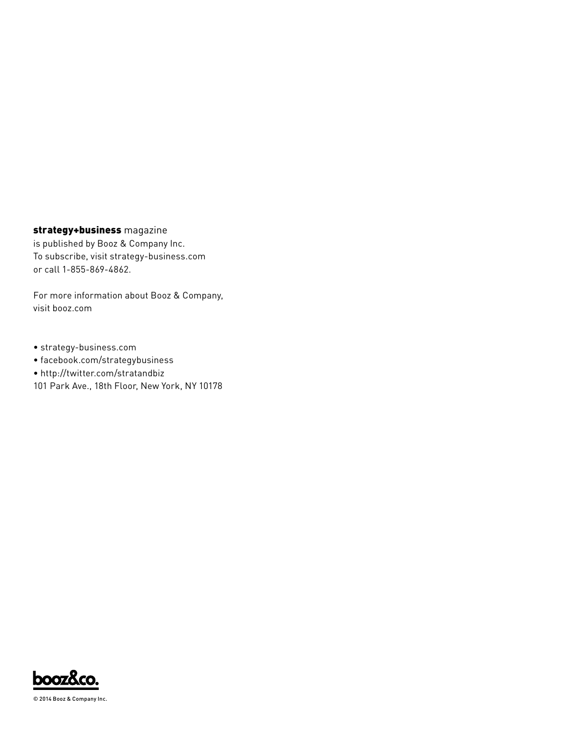**strategy+business** magazine
is published by Booz & Company Inc.
To subscribe, visit strategy-business.com
or call 1-855-869-4862.

For more information about Booz & Company,
visit booz.com

- strategy-business.com
- facebook.com/strategybusiness
- http://twitter.com/stratandbiz

101 Park Ave., 18th Floor, New York, NY 10178

booz&co.

© 2014 Booz & Company Inc.